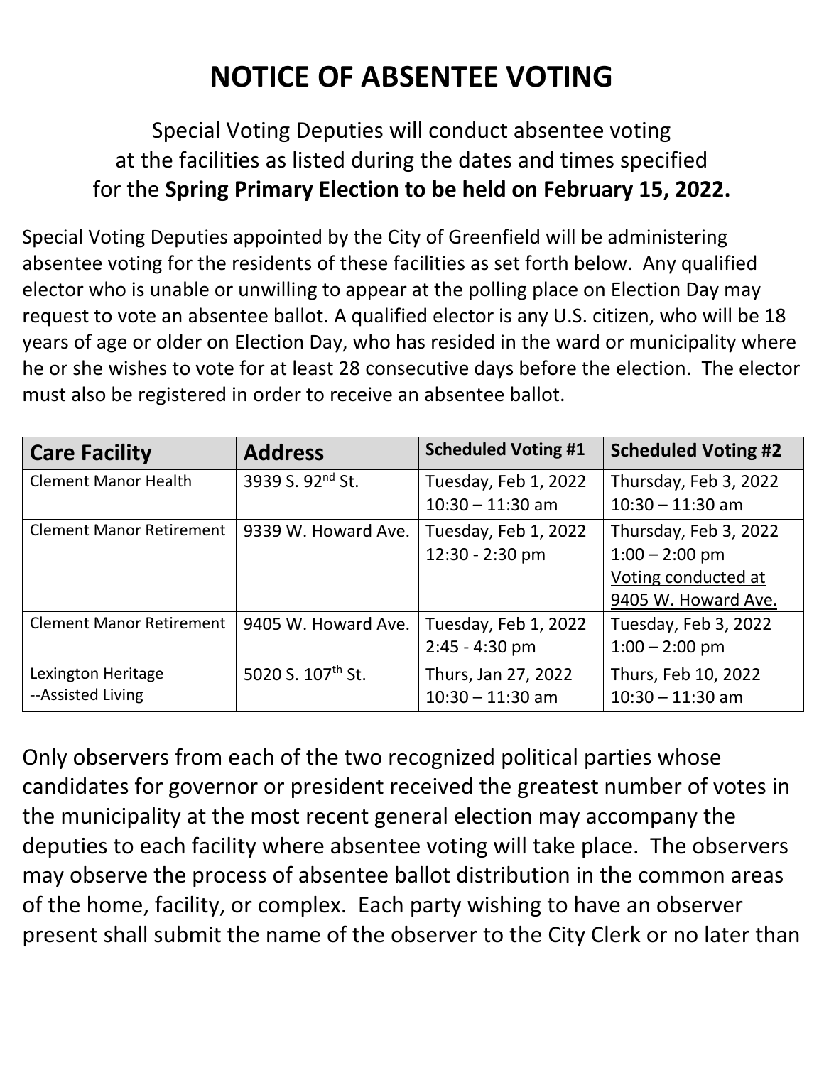# NOTICE OF ABSENTEE VOTING

Special Voting Deputies will conduct absentee voting at the facilities as listed during the dates and times specified for the **Spring Primary Election to be held on February 15, 2022.**

Special Voting Deputies appointed by the City of Greenfield will be administering absentee voting for the residents of these facilities as set forth below. Any qualified elector who is unable or unwilling to appear at the polling place on Election Day may request to vote an absentee ballot. A qualified elector is any U.S. citizen, who will be 18 years of age or older on Election Day, who has resided in the ward or municipality where he or she wishes to vote for at least 28 consecutive days before the election. The elector must also be registered in order to receive an absentee ballot.

| Care Facility | Address | Scheduled Voting #1 | Scheduled Voting #2 |
|---|---|---|---|
| Clement Manor Health | 3939 S. 92nd St. | Tuesday, Feb 1, 2022<br>10:30 – 11:30 am | Thursday, Feb 3, 2022<br>10:30 – 11:30 am |
| Clement Manor Retirement | 9339 W. Howard Ave. | Tuesday, Feb 1, 2022<br>12:30 - 2:30 pm | Thursday, Feb 3, 2022<br>1:00 – 2:00 pm<br>Voting conducted at 9405 W. Howard Ave. |
| Clement Manor Retirement | 9405 W. Howard Ave. | Tuesday, Feb 1, 2022<br>2:45 - 4:30 pm | Tuesday, Feb 3, 2022<br>1:00 – 2:00 pm |
| Lexington Heritage<br>--Assisted Living | 5020 S. 107th St. | Thurs, Jan 27, 2022<br>10:30 – 11:30 am | Thurs, Feb 10, 2022<br>10:30 – 11:30 am |

Only observers from each of the two recognized political parties whose candidates for governor or president received the greatest number of votes in the municipality at the most recent general election may accompany the deputies to each facility where absentee voting will take place. The observers may observe the process of absentee ballot distribution in the common areas of the home, facility, or complex. Each party wishing to have an observer present shall submit the name of the observer to the City Clerk or no later than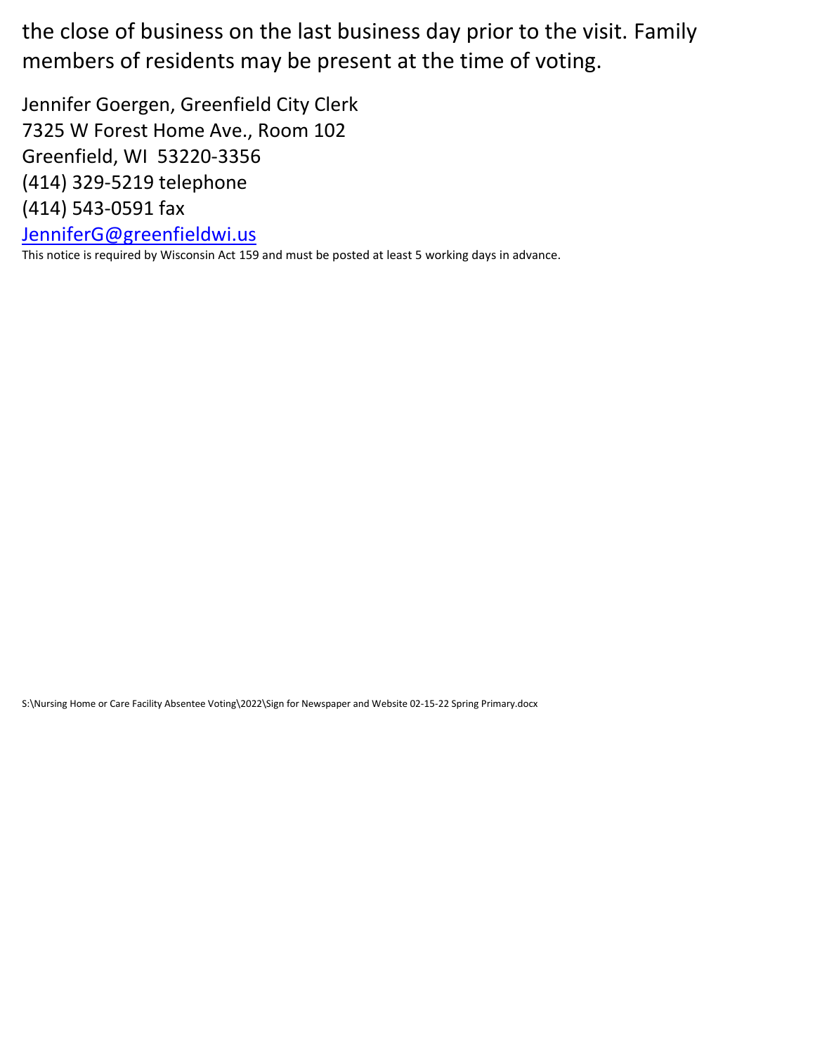the close of business on the last business day prior to the visit. Family members of residents may be present at the time of voting.

Jennifer Goergen, Greenfield City Clerk
7325 W Forest Home Ave., Room 102
Greenfield, WI 53220-3356
(414) 329-5219 telephone
(414) 543-0591 fax
JenniferG@greenfieldwi.us

This notice is required by Wisconsin Act 159 and must be posted at least 5 working days in advance.

S:\Nursing Home or Care Facility Absentee Voting\2022\Sign for Newspaper and Website 02-15-22 Spring Primary.docx